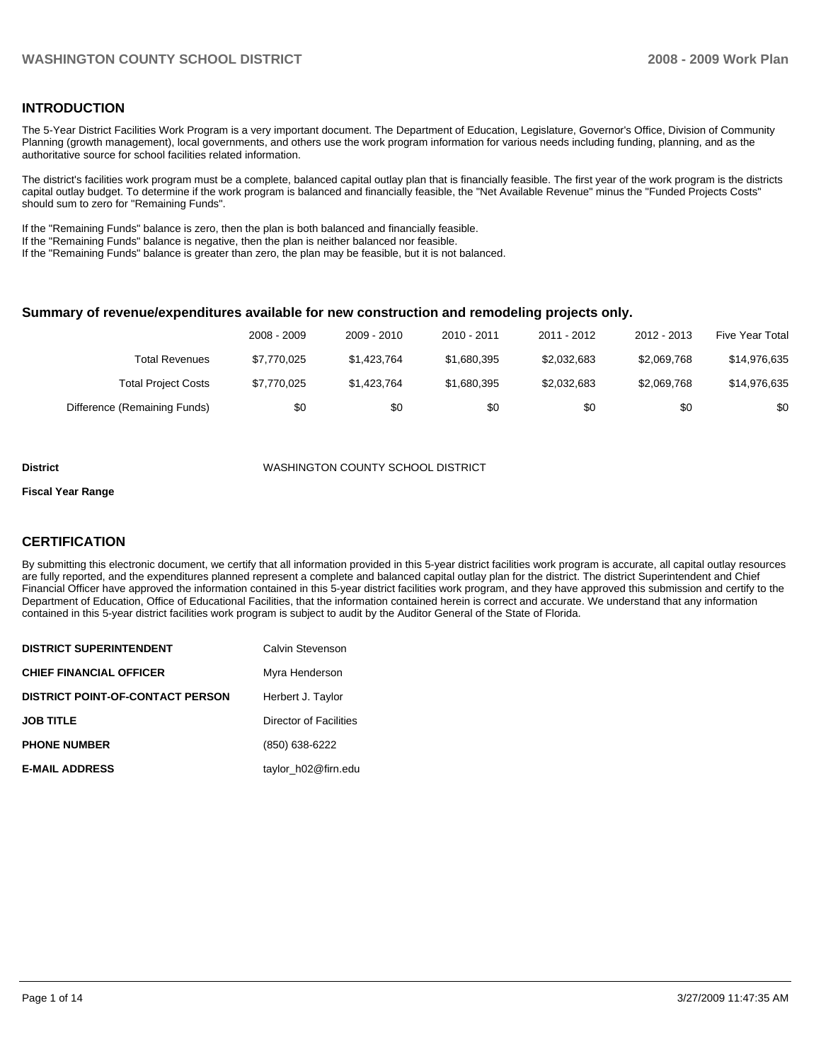## INTRODUCTION

The 5-Year District Facilities Work Program is a very important document. The Department of Education, Legislature, Governor's Office, Division of Community Planning (growth management), local governments, and others use the work program information for various needs including funding, planning, and as the authoritative source for school facilities related information.

The district's facilities work program must be a complete, balanced capital outlay plan that is financially feasible. The first year of the work program is the districts capital outlay budget. To determine if the work program is balanced and financially feasible, the "Net Available Revenue" minus the "Funded Projects Costs" should sum to zero for "Remaining Funds".

If the "Remaining Funds" balance is zero, then the plan is both balanced and financially feasible.
If the "Remaining Funds" balance is negative, then the plan is neither balanced nor feasible.
If the "Remaining Funds" balance is greater than zero, the plan may be feasible, but it is not balanced.

### Summary of revenue/expenditures available for new construction and remodeling projects only.

| | 2008 - 2009 | 2009 - 2010 | 2010 - 2011 | 2011 - 2012 | 2012 - 2013 | Five Year Total |
|---|---|---|---|---|---|---|
| Total Revenues | $7,770,025 | $1,423,764 | $1,680,395 | $2,032,683 | $2,069,768 | $14,976,635 |
| Total Project Costs | $7,770,025 | $1,423,764 | $1,680,395 | $2,032,683 | $2,069,768 | $14,976,635 |
| Difference (Remaining Funds) | $0 | $0 | $0 | $0 | $0 | $0 |

**District** WASHINGTON COUNTY SCHOOL DISTRICT

**Fiscal Year Range**

## CERTIFICATION

By submitting this electronic document, we certify that all information provided in this 5-year district facilities work program is accurate, all capital outlay resources are fully reported, and the expenditures planned represent a complete and balanced capital outlay plan for the district. The district Superintendent and Chief Financial Officer have approved the information contained in this 5-year district facilities work program, and they have approved this submission and certify to the Department of Education, Office of Educational Facilities, that the information contained herein is correct and accurate. We understand that any information contained in this 5-year district facilities work program is subject to audit by the Auditor General of the State of Florida.

| | |
|---|---|
| **DISTRICT SUPERINTENDENT** | Calvin Stevenson |
| **CHIEF FINANCIAL OFFICER** | Myra Henderson |
| **DISTRICT POINT-OF-CONTACT PERSON** | Herbert J. Taylor |
| **JOB TITLE** | Director of Facilities |
| **PHONE NUMBER** | (850) 638-6222 |
| **E-MAIL ADDRESS** | taylor_h02@firn.edu |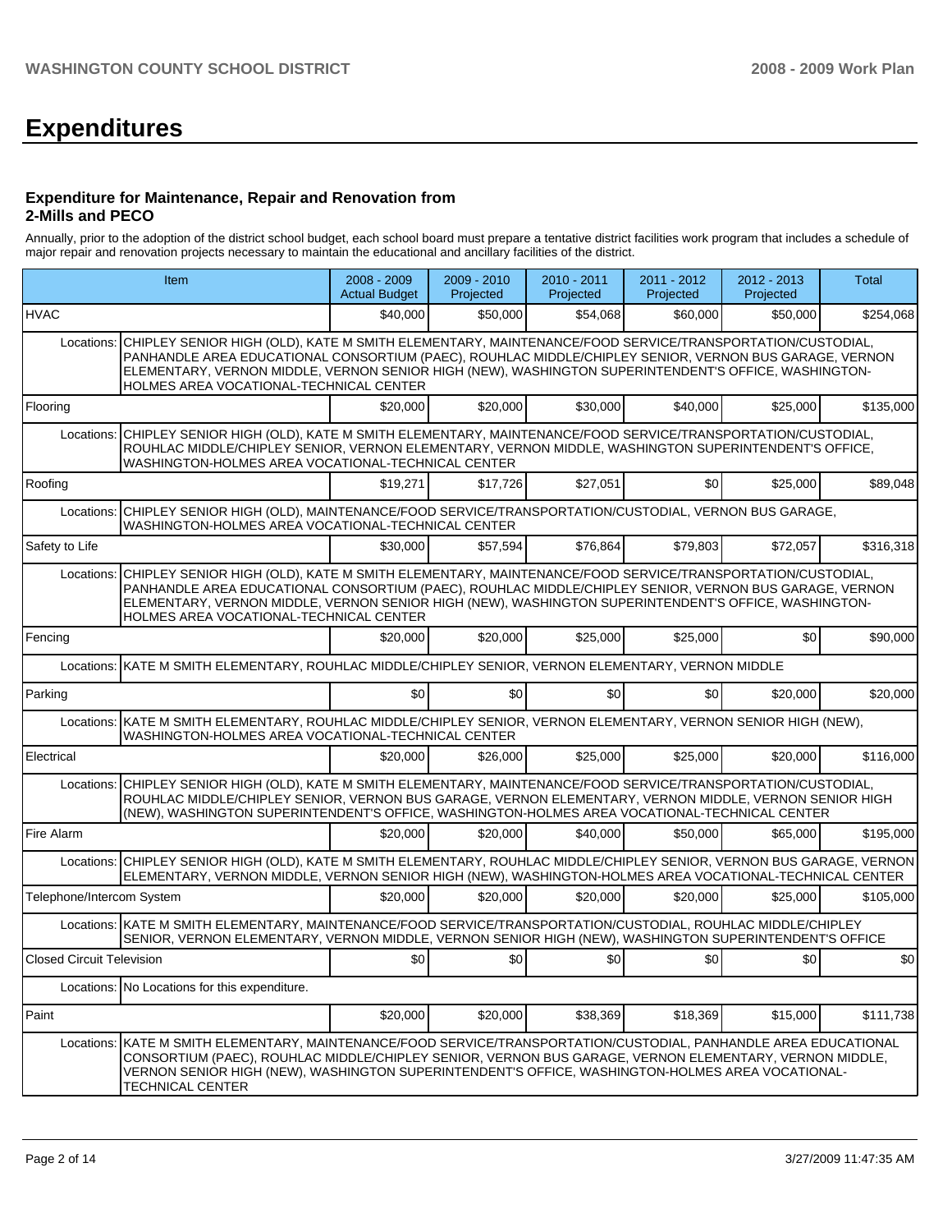# Expenditures

### Expenditure for Maintenance, Repair and Renovation from 2-Mills and PECO

Annually, prior to the adoption of the district school budget, each school board must prepare a tentative district facilities work program that includes a schedule of major repair and renovation projects necessary to maintain the educational and ancillary facilities of the district.

| Item | | 2008 - 2009 Actual Budget | 2009 - 2010 Projected | 2010 - 2011 Projected | 2011 - 2012 Projected | 2012 - 2013 Projected | Total |
|---|---|---|---|---|---|---|---|
| HVAC | | $40,000 | $50,000 | $54,068 | $60,000 | $50,000 | $254,068 |
| Locations: | CHIPLEY SENIOR HIGH (OLD), KATE M SMITH ELEMENTARY, MAINTENANCE/FOOD SERVICE/TRANSPORTATION/CUSTODIAL, PANHANDLE AREA EDUCATIONAL CONSORTIUM (PAEC), ROUHLAC MIDDLE/CHIPLEY SENIOR, VERNON BUS GARAGE, VERNON ELEMENTARY, VERNON MIDDLE, VERNON SENIOR HIGH (NEW), WASHINGTON SUPERINTENDENT'S OFFICE, WASHINGTON-HOLMES AREA VOCATIONAL-TECHNICAL CENTER | | | | | | |
| Flooring | | $20,000 | $20,000 | $30,000 | $40,000 | $25,000 | $135,000 |
| Locations: | CHIPLEY SENIOR HIGH (OLD), KATE M SMITH ELEMENTARY, MAINTENANCE/FOOD SERVICE/TRANSPORTATION/CUSTODIAL, ROUHLAC MIDDLE/CHIPLEY SENIOR, VERNON ELEMENTARY, VERNON MIDDLE, WASHINGTON SUPERINTENDENT'S OFFICE, WASHINGTON-HOLMES AREA VOCATIONAL-TECHNICAL CENTER | | | | | | |
| Roofing | | $19,271 | $17,726 | $27,051 | $0 | $25,000 | $89,048 |
| Locations: | CHIPLEY SENIOR HIGH (OLD), MAINTENANCE/FOOD SERVICE/TRANSPORTATION/CUSTODIAL, VERNON BUS GARAGE, WASHINGTON-HOLMES AREA VOCATIONAL-TECHNICAL CENTER | | | | | | |
| Safety to Life | | $30,000 | $57,594 | $76,864 | $79,803 | $72,057 | $316,318 |
| Locations: | CHIPLEY SENIOR HIGH (OLD), KATE M SMITH ELEMENTARY, MAINTENANCE/FOOD SERVICE/TRANSPORTATION/CUSTODIAL, PANHANDLE AREA EDUCATIONAL CONSORTIUM (PAEC), ROUHLAC MIDDLE/CHIPLEY SENIOR, VERNON BUS GARAGE, VERNON ELEMENTARY, VERNON MIDDLE, VERNON SENIOR HIGH (NEW), WASHINGTON SUPERINTENDENT'S OFFICE, WASHINGTON-HOLMES AREA VOCATIONAL-TECHNICAL CENTER | | | | | | |
| Fencing | | $20,000 | $20,000 | $25,000 | $25,000 | $0 | $90,000 |
| Locations: | KATE M SMITH ELEMENTARY, ROUHLAC MIDDLE/CHIPLEY SENIOR, VERNON ELEMENTARY, VERNON MIDDLE | | | | | | |
| Parking | | $0 | $0 | $0 | $0 | $20,000 | $20,000 |
| Locations: | KATE M SMITH ELEMENTARY, ROUHLAC MIDDLE/CHIPLEY SENIOR, VERNON ELEMENTARY, VERNON SENIOR HIGH (NEW), WASHINGTON-HOLMES AREA VOCATIONAL-TECHNICAL CENTER | | | | | | |
| Electrical | | $20,000 | $26,000 | $25,000 | $25,000 | $20,000 | $116,000 |
| Locations: | CHIPLEY SENIOR HIGH (OLD), KATE M SMITH ELEMENTARY, MAINTENANCE/FOOD SERVICE/TRANSPORTATION/CUSTODIAL, ROUHLAC MIDDLE/CHIPLEY SENIOR, VERNON BUS GARAGE, VERNON ELEMENTARY, VERNON MIDDLE, VERNON SENIOR HIGH (NEW), WASHINGTON SUPERINTENDENT'S OFFICE, WASHINGTON-HOLMES AREA VOCATIONAL-TECHNICAL CENTER | | | | | | |
| Fire Alarm | | $20,000 | $20,000 | $40,000 | $50,000 | $65,000 | $195,000 |
| Locations: | CHIPLEY SENIOR HIGH (OLD), KATE M SMITH ELEMENTARY, ROUHLAC MIDDLE/CHIPLEY SENIOR, VERNON BUS GARAGE, VERNON ELEMENTARY, VERNON MIDDLE, VERNON SENIOR HIGH (NEW), WASHINGTON-HOLMES AREA VOCATIONAL-TECHNICAL CENTER | | | | | | |
| Telephone/Intercom System | | $20,000 | $20,000 | $20,000 | $20,000 | $25,000 | $105,000 |
| Locations: | KATE M SMITH ELEMENTARY, MAINTENANCE/FOOD SERVICE/TRANSPORTATION/CUSTODIAL, ROUHLAC MIDDLE/CHIPLEY SENIOR, VERNON ELEMENTARY, VERNON MIDDLE, VERNON SENIOR HIGH (NEW), WASHINGTON SUPERINTENDENT'S OFFICE | | | | | | |
| Closed Circuit Television | | $0 | $0 | $0 | $0 | $0 | $0 |
| Locations: | No Locations for this expenditure. | | | | | | |
| Paint | | $20,000 | $20,000 | $38,369 | $18,369 | $15,000 | $111,738 |
| Locations: | KATE M SMITH ELEMENTARY, MAINTENANCE/FOOD SERVICE/TRANSPORTATION/CUSTODIAL, PANHANDLE AREA EDUCATIONAL CONSORTIUM (PAEC), ROUHLAC MIDDLE/CHIPLEY SENIOR, VERNON BUS GARAGE, VERNON ELEMENTARY, VERNON MIDDLE, VERNON SENIOR HIGH (NEW), WASHINGTON SUPERINTENDENT'S OFFICE, WASHINGTON-HOLMES AREA VOCATIONAL-TECHNICAL CENTER | | | | | | |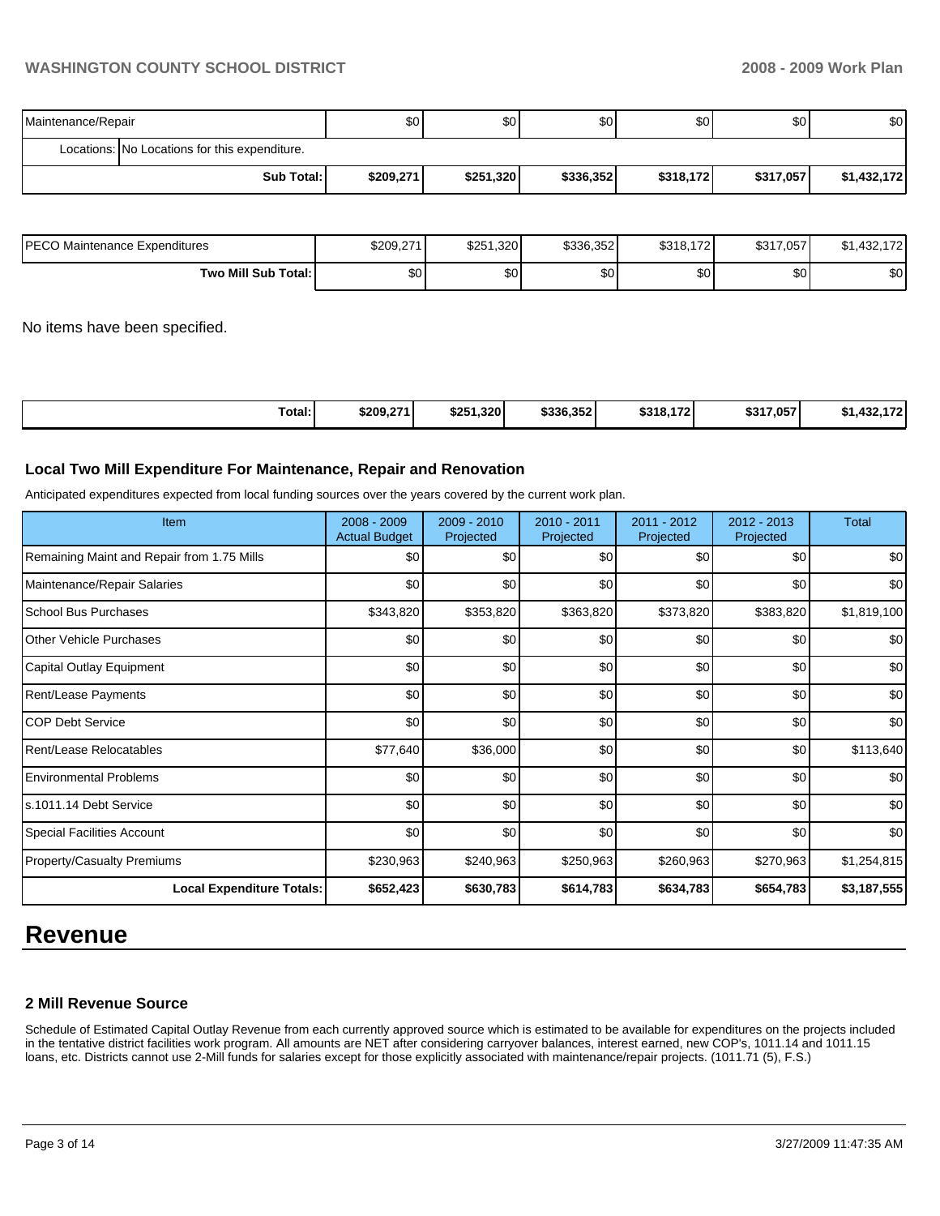| | | | | | | |
|---|---|---|---|---|---|---|
| Maintenance/Repair | $0 | $0 | $0 | $0 | $0 | $0 |
| Locations: No Locations for this expenditure. | | | | | | |
| Sub Total: | $209,271 | $251,320 | $336,352 | $318,172 | $317,057 | $1,432,172 |

| | | | | | | |
|---|---|---|---|---|---|---|
| PECO Maintenance Expenditures | $209,271 | $251,320 | $336,352 | $318,172 | $317,057 | $1,432,172 |
| Two Mill Sub Total: | $0 | $0 | $0 | $0 | $0 | $0 |

No items have been specified.

| | | | | | | |
|---|---|---|---|---|---|---|
| Total: | $209,271 | $251,320 | $336,352 | $318,172 | $317,057 | $1,432,172 |

### Local Two Mill Expenditure For Maintenance, Repair and Renovation

Anticipated expenditures expected from local funding sources over the years covered by the current work plan.

| Item | 2008 - 2009 Actual Budget | 2009 - 2010 Projected | 2010 - 2011 Projected | 2011 - 2012 Projected | 2012 - 2013 Projected | Total |
|---|---|---|---|---|---|---|
| Remaining Maint and Repair from 1.75 Mills | $0 | $0 | $0 | $0 | $0 | $0 |
| Maintenance/Repair Salaries | $0 | $0 | $0 | $0 | $0 | $0 |
| School Bus Purchases | $343,820 | $353,820 | $363,820 | $373,820 | $383,820 | $1,819,100 |
| Other Vehicle Purchases | $0 | $0 | $0 | $0 | $0 | $0 |
| Capital Outlay Equipment | $0 | $0 | $0 | $0 | $0 | $0 |
| Rent/Lease Payments | $0 | $0 | $0 | $0 | $0 | $0 |
| COP Debt Service | $0 | $0 | $0 | $0 | $0 | $0 |
| Rent/Lease Relocatables | $77,640 | $36,000 | $0 | $0 | $0 | $113,640 |
| Environmental Problems | $0 | $0 | $0 | $0 | $0 | $0 |
| s.1011.14 Debt Service | $0 | $0 | $0 | $0 | $0 | $0 |
| Special Facilities Account | $0 | $0 | $0 | $0 | $0 | $0 |
| Property/Casualty Premiums | $230,963 | $240,963 | $250,963 | $260,963 | $270,963 | $1,254,815 |
| Local Expenditure Totals: | $652,423 | $630,783 | $614,783 | $634,783 | $654,783 | $3,187,555 |

# Revenue

### 2 Mill Revenue Source

Schedule of Estimated Capital Outlay Revenue from each currently approved source which is estimated to be available for expenditures on the projects included in the tentative district facilities work program. All amounts are NET after considering carryover balances, interest earned, new COP's, 1011.14 and 1011.15 loans, etc. Districts cannot use 2-Mill funds for salaries except for those explicitly associated with maintenance/repair projects. (1011.71 (5), F.S.)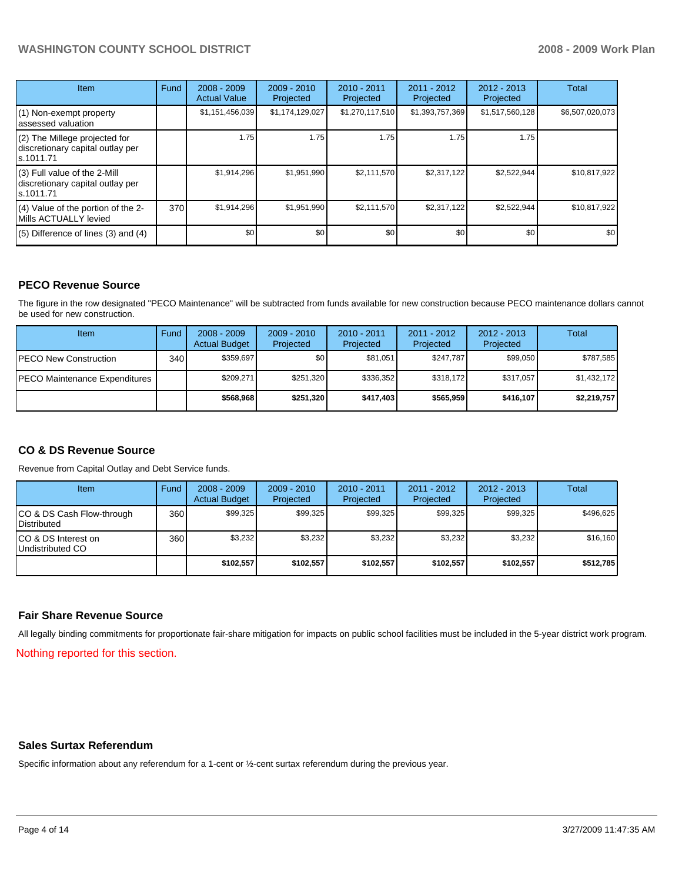| Item | Fund | 2008 - 2009 Actual Value | 2009 - 2010 Projected | 2010 - 2011 Projected | 2011 - 2012 Projected | 2012 - 2013 Projected | Total |
|---|---|---|---|---|---|---|---|
| (1) Non-exempt property assessed valuation | | $1,151,456,039 | $1,174,129,027 | $1,270,117,510 | $1,393,757,369 | $1,517,560,128 | $6,507,020,073 |
| (2) The Millege projected for discretionary capital outlay per s.1011.71 | | 1.75 | 1.75 | 1.75 | 1.75 | 1.75 | |
| (3) Full value of the 2-Mill discretionary capital outlay per s.1011.71 | | $1,914,296 | $1,951,990 | $2,111,570 | $2,317,122 | $2,522,944 | $10,817,922 |
| (4) Value of the portion of the 2-Mills ACTUALLY levied | 370 | $1,914,296 | $1,951,990 | $2,111,570 | $2,317,122 | $2,522,944 | $10,817,922 |
| (5) Difference of lines (3) and (4) | | $0 | $0 | $0 | $0 | $0 | $0 |

## PECO Revenue Source

The figure in the row designated "PECO Maintenance" will be subtracted from funds available for new construction because PECO maintenance dollars cannot be used for new construction.

| Item | Fund | 2008 - 2009 Actual Budget | 2009 - 2010 Projected | 2010 - 2011 Projected | 2011 - 2012 Projected | 2012 - 2013 Projected | Total |
|---|---|---|---|---|---|---|---|
| PECO New Construction | 340 | $359,697 | $0 | $81,051 | $247,787 | $99,050 | $787,585 |
| PECO Maintenance Expenditures | | $209,271 | $251,320 | $336,352 | $318,172 | $317,057 | $1,432,172 |
| | | **$568,968** | **$251,320** | **$417,403** | **$565,959** | **$416,107** | **$2,219,757** |

## CO & DS Revenue Source

Revenue from Capital Outlay and Debt Service funds.

| Item | Fund | 2008 - 2009 Actual Budget | 2009 - 2010 Projected | 2010 - 2011 Projected | 2011 - 2012 Projected | 2012 - 2013 Projected | Total |
|---|---|---|---|---|---|---|---|
| CO & DS Cash Flow-through Distributed | 360 | $99,325 | $99,325 | $99,325 | $99,325 | $99,325 | $496,625 |
| CO & DS Interest on Undistributed CO | 360 | $3,232 | $3,232 | $3,232 | $3,232 | $3,232 | $16,160 |
| | | **$102,557** | **$102,557** | **$102,557** | **$102,557** | **$102,557** | **$512,785** |

## Fair Share Revenue Source

All legally binding commitments for proportionate fair-share mitigation for impacts on public school facilities must be included in the 5-year district work program.

Nothing reported for this section.

## Sales Surtax Referendum

Specific information about any referendum for a 1-cent or ½-cent surtax referendum during the previous year.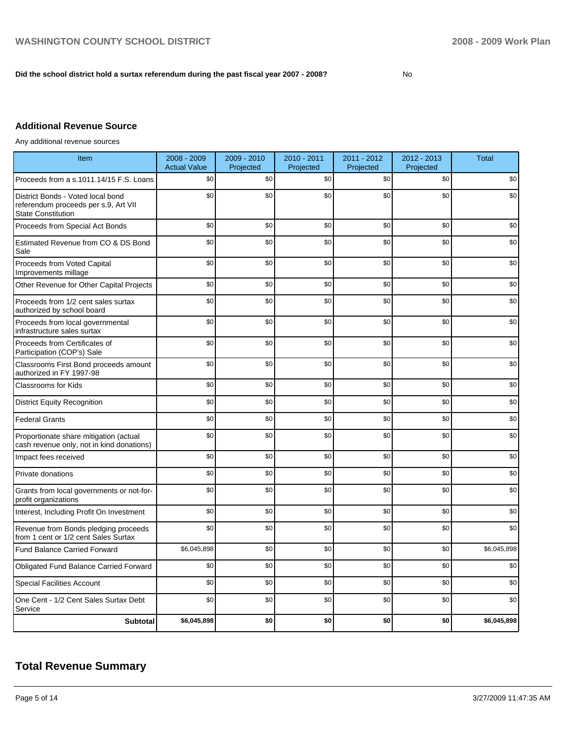**Did the school district hold a surtax referendum during the past fiscal year 2007 - 2008?** No

## Additional Revenue Source

Any additional revenue sources

| Item | 2008 - 2009 Actual Value | 2009 - 2010 Projected | 2010 - 2011 Projected | 2011 - 2012 Projected | 2012 - 2013 Projected | Total |
|---|---|---|---|---|---|---|
| Proceeds from a s.1011.14/15 F.S. Loans | $0 | $0 | $0 | $0 | $0 | $0 |
| District Bonds - Voted local bond referendum proceeds per s.9, Art VII State Constitution | $0 | $0 | $0 | $0 | $0 | $0 |
| Proceeds from Special Act Bonds | $0 | $0 | $0 | $0 | $0 | $0 |
| Estimated Revenue from CO & DS Bond Sale | $0 | $0 | $0 | $0 | $0 | $0 |
| Proceeds from Voted Capital Improvements millage | $0 | $0 | $0 | $0 | $0 | $0 |
| Other Revenue for Other Capital Projects | $0 | $0 | $0 | $0 | $0 | $0 |
| Proceeds from 1/2 cent sales surtax authorized by school board | $0 | $0 | $0 | $0 | $0 | $0 |
| Proceeds from local governmental infrastructure sales surtax | $0 | $0 | $0 | $0 | $0 | $0 |
| Proceeds from Certificates of Participation (COP's) Sale | $0 | $0 | $0 | $0 | $0 | $0 |
| Classrooms First Bond proceeds amount authorized in FY 1997-98 | $0 | $0 | $0 | $0 | $0 | $0 |
| Classrooms for Kids | $0 | $0 | $0 | $0 | $0 | $0 |
| District Equity Recognition | $0 | $0 | $0 | $0 | $0 | $0 |
| Federal Grants | $0 | $0 | $0 | $0 | $0 | $0 |
| Proportionate share mitigation (actual cash revenue only, not in kind donations) | $0 | $0 | $0 | $0 | $0 | $0 |
| Impact fees received | $0 | $0 | $0 | $0 | $0 | $0 |
| Private donations | $0 | $0 | $0 | $0 | $0 | $0 |
| Grants from local governments or not-for-profit organizations | $0 | $0 | $0 | $0 | $0 | $0 |
| Interest, Including Profit On Investment | $0 | $0 | $0 | $0 | $0 | $0 |
| Revenue from Bonds pledging proceeds from 1 cent or 1/2 cent Sales Surtax | $0 | $0 | $0 | $0 | $0 | $0 |
| Fund Balance Carried Forward | $6,045,898 | $0 | $0 | $0 | $0 | $6,045,898 |
| Obligated Fund Balance Carried Forward | $0 | $0 | $0 | $0 | $0 | $0 |
| Special Facilities Account | $0 | $0 | $0 | $0 | $0 | $0 |
| One Cent - 1/2 Cent Sales Surtax Debt Service | $0 | $0 | $0 | $0 | $0 | $0 |
| **Subtotal** | **$6,045,898** | **$0** | **$0** | **$0** | **$0** | **$6,045,898** |

# Total Revenue Summary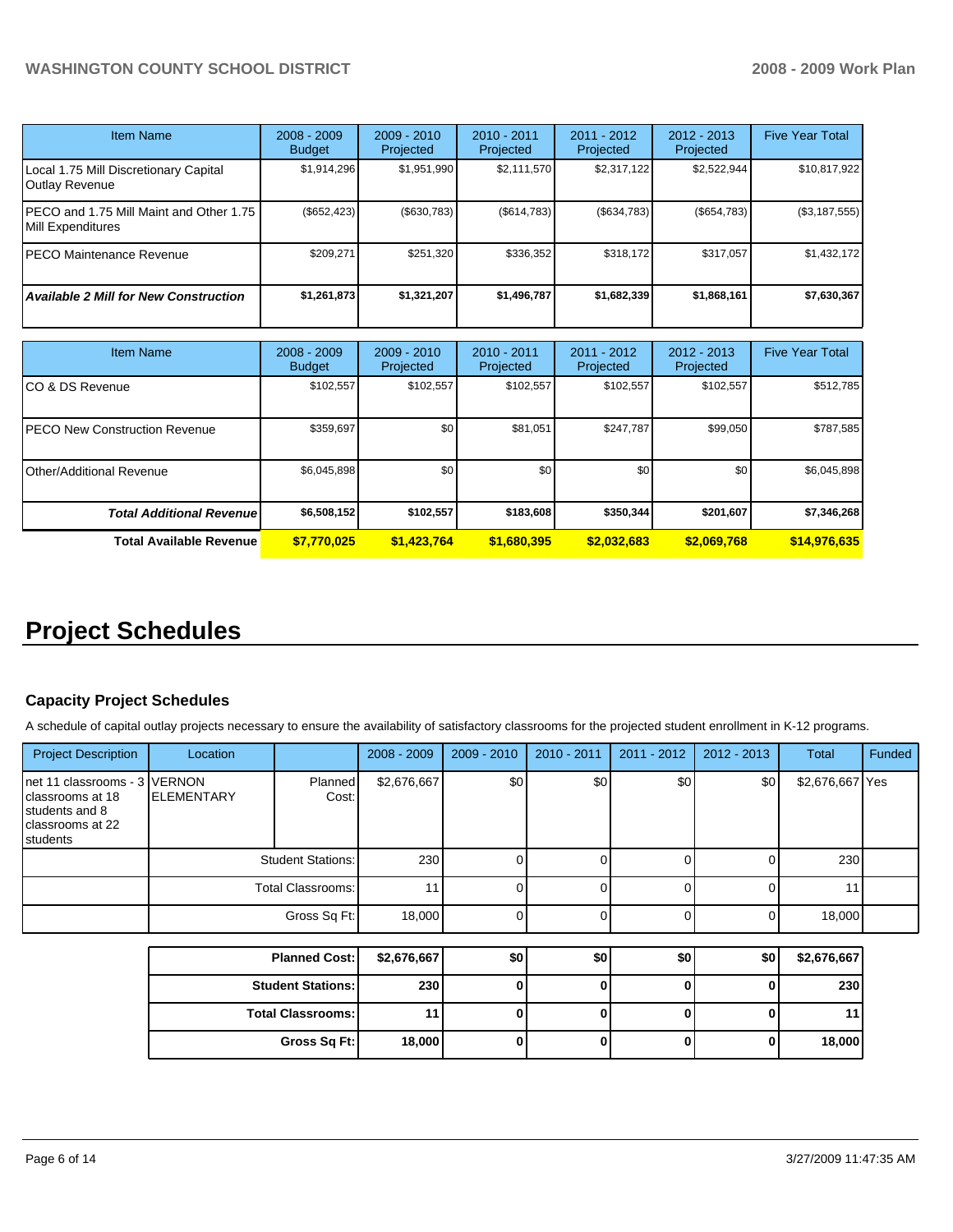| Item Name | 2008 - 2009 Budget | 2009 - 2010 Projected | 2010 - 2011 Projected | 2011 - 2012 Projected | 2012 - 2013 Projected | Five Year Total |
|---|---|---|---|---|---|---|
| Local 1.75 Mill Discretionary Capital Outlay Revenue | $1,914,296 | $1,951,990 | $2,111,570 | $2,317,122 | $2,522,944 | $10,817,922 |
| PECO and 1.75 Mill Maint and Other 1.75 Mill Expenditures | ($652,423) | ($630,783) | ($614,783) | ($634,783) | ($654,783) | ($3,187,555) |
| PECO Maintenance Revenue | $209,271 | $251,320 | $336,352 | $318,172 | $317,057 | $1,432,172 |
| ***Available 2 Mill for New Construction*** | **$1,261,873** | **$1,321,207** | **$1,496,787** | **$1,682,339** | **$1,868,161** | **$7,630,367** |

| Item Name | 2008 - 2009 Budget | 2009 - 2010 Projected | 2010 - 2011 Projected | 2011 - 2012 Projected | 2012 - 2013 Projected | Five Year Total |
|---|---|---|---|---|---|---|
| CO & DS Revenue | $102,557 | $102,557 | $102,557 | $102,557 | $102,557 | $512,785 |
| PECO New Construction Revenue | $359,697 | $0 | $81,051 | $247,787 | $99,050 | $787,585 |
| Other/Additional Revenue | $6,045,898 | $0 | $0 | $0 | $0 | $6,045,898 |
| ***Total Additional Revenue*** | **$6,508,152** | **$102,557** | **$183,608** | **$350,344** | **$201,607** | **$7,346,268** |
| **Total Available Revenue** | **$7,770,025** | **$1,423,764** | **$1,680,395** | **$2,032,683** | **$2,069,768** | **$14,976,635** |

# Project Schedules

### Capacity Project Schedules

A schedule of capital outlay projects necessary to ensure the availability of satisfactory classrooms for the projected student enrollment in K-12 programs.

| Project Description | Location | | 2008 - 2009 | 2009 - 2010 | 2010 - 2011 | 2011 - 2012 | 2012 - 2013 | Total | Funded |
|---|---|---|---|---|---|---|---|---|---|
| net 11 classrooms - 3 classrooms at 18 students and 8 classrooms at 22 students | VERNON ELEMENTARY | Planned Cost: | $2,676,667 | $0 | $0 | $0 | $0 | $2,676,667 | Yes |
| | | Student Stations: | 230 | 0 | 0 | 0 | 0 | 230 | |
| | | Total Classrooms: | 11 | 0 | 0 | 0 | 0 | 11 | |
| | | Gross Sq Ft: | 18,000 | 0 | 0 | 0 | 0 | 18,000 | |

| | 2008 - 2009 | 2009 - 2010 | 2010 - 2011 | 2011 - 2012 | 2012 - 2013 | Total |
|---|---|---|---|---|---|---|
| **Planned Cost:** | **$2,676,667** | **$0** | **$0** | **$0** | **$0** | **$2,676,667** |
| **Student Stations:** | **230** | **0** | **0** | **0** | **0** | **230** |
| **Total Classrooms:** | **11** | **0** | **0** | **0** | **0** | **11** |
| **Gross Sq Ft:** | **18,000** | **0** | **0** | **0** | **0** | **18,000** |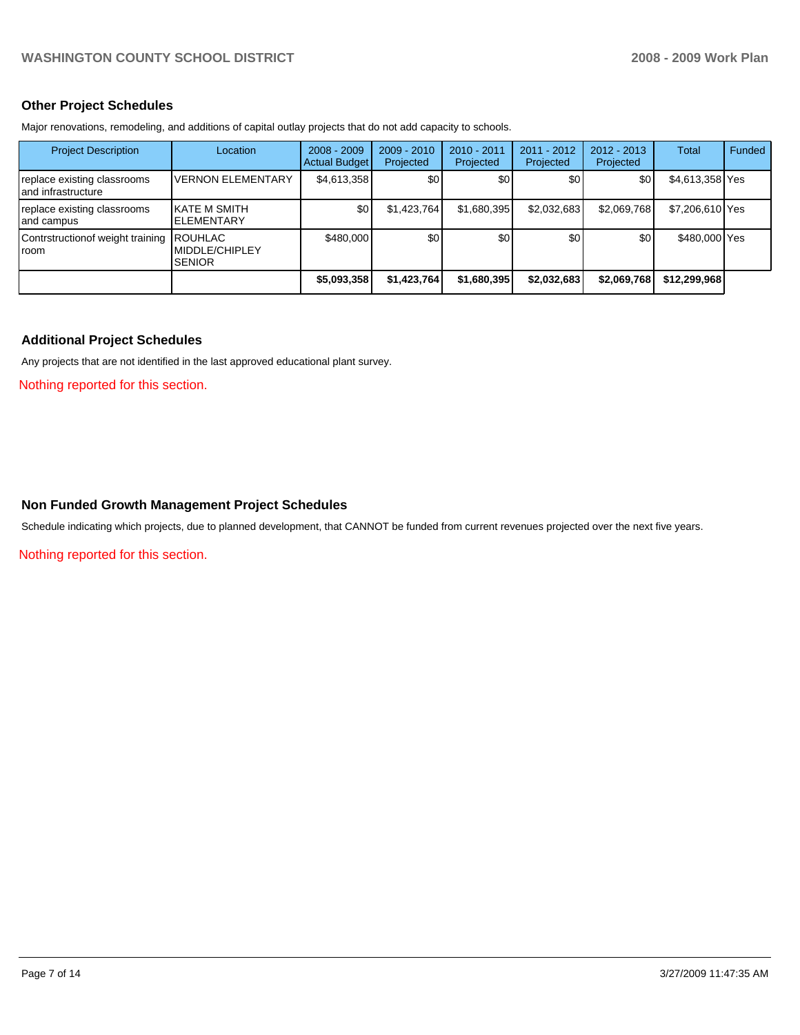## Other Project Schedules

Major renovations, remodeling, and additions of capital outlay projects that do not add capacity to schools.

| Project Description | Location | 2008 - 2009 Actual Budget | 2009 - 2010 Projected | 2010 - 2011 Projected | 2011 - 2012 Projected | 2012 - 2013 Projected | Total | Funded |
|---|---|---|---|---|---|---|---|---|
| replace existing classrooms and infrastructure | VERNON ELEMENTARY | $4,613,358 | $0 | $0 | $0 | $0 | $4,613,358 | Yes |
| replace existing classrooms and campus | KATE M SMITH ELEMENTARY | $0 | $1,423,764 | $1,680,395 | $2,032,683 | $2,069,768 | $7,206,610 | Yes |
| Contrstructionof weight training room | ROUHLAC MIDDLE/CHIPLEY SENIOR | $480,000 | $0 | $0 | $0 | $0 | $480,000 | Yes |
| | | **$5,093,358** | **$1,423,764** | **$1,680,395** | **$2,032,683** | **$2,069,768** | **$12,299,968** | |

## Additional Project Schedules

Any projects that are not identified in the last approved educational plant survey.

Nothing reported for this section.

## Non Funded Growth Management Project Schedules

Schedule indicating which projects, due to planned development, that CANNOT be funded from current revenues projected over the next five years.

Nothing reported for this section.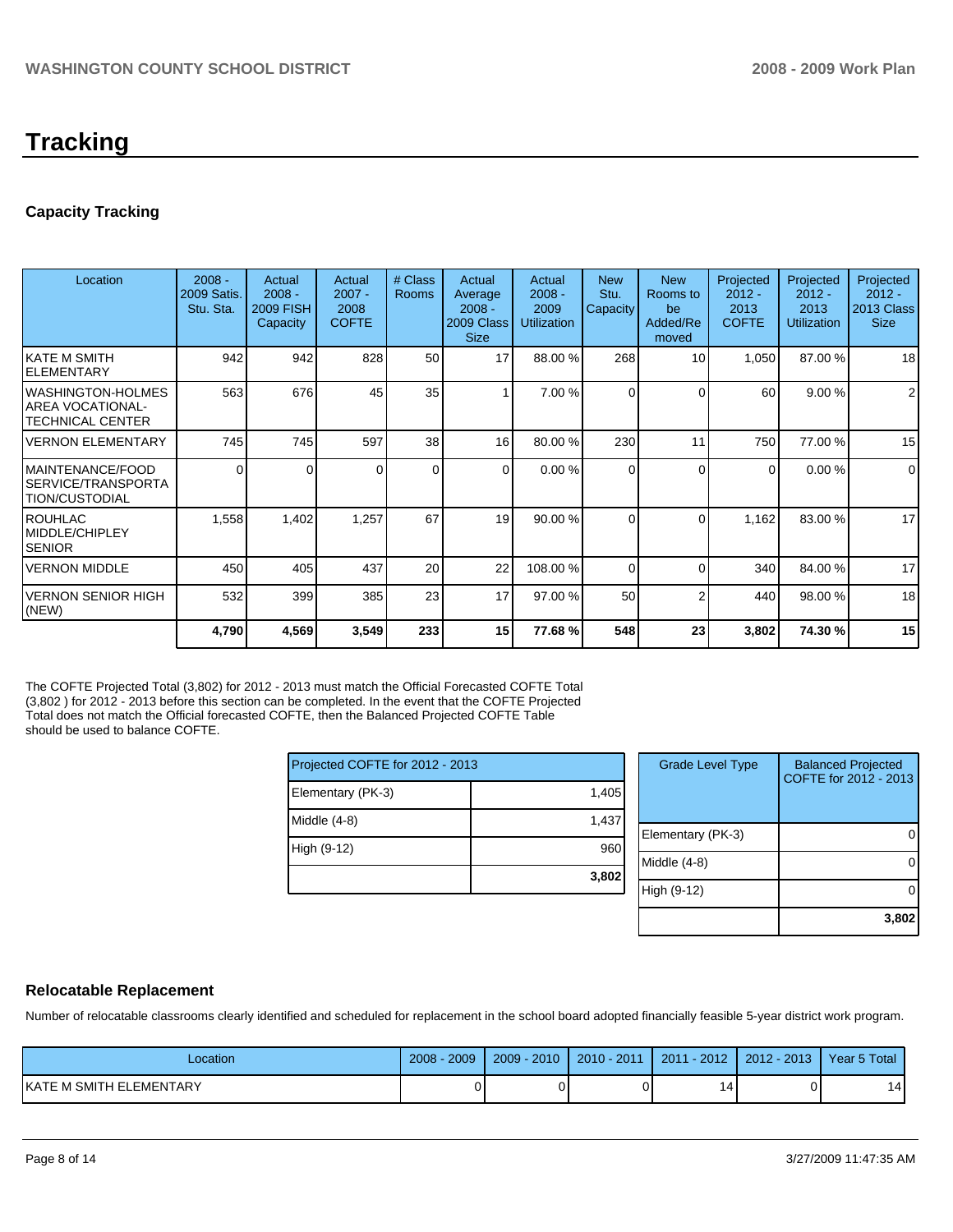# Tracking

## Capacity Tracking

| Location | 2008 - 2009 Satis. Stu. Sta. | Actual 2008 - 2009 FISH Capacity | Actual 2007 - 2008 COFTE | # Class Rooms | Actual Average 2008 - 2009 Class Size | Actual 2008 - 2009 Utilization | New Stu. Capacity | New Rooms to be Added/Removed | Projected 2012 - 2013 COFTE | Projected 2012 - 2013 Utilization | Projected 2012 - 2013 Class Size |
|---|---|---|---|---|---|---|---|---|---|---|---|
| KATE M SMITH ELEMENTARY | 942 | 942 | 828 | 50 | 17 | 88.00 % | 268 | 10 | 1,050 | 87.00 % | 18 |
| WASHINGTON-HOLMES AREA VOCATIONAL-TECHNICAL CENTER | 563 | 676 | 45 | 35 | 1 | 7.00 % | 0 | 0 | 60 | 9.00 % | 2 |
| VERNON ELEMENTARY | 745 | 745 | 597 | 38 | 16 | 80.00 % | 230 | 11 | 750 | 77.00 % | 15 |
| MAINTENANCE/FOOD SERVICE/TRANSPORTATION/CUSTODIAL | 0 | 0 | 0 | 0 | 0 | 0.00 % | 0 | 0 | 0 | 0.00 % | 0 |
| ROUHLAC MIDDLE/CHIPLEY SENIOR | 1,558 | 1,402 | 1,257 | 67 | 19 | 90.00 % | 0 | 0 | 1,162 | 83.00 % | 17 |
| VERNON MIDDLE | 450 | 405 | 437 | 20 | 22 | 108.00 % | 0 | 0 | 340 | 84.00 % | 17 |
| VERNON SENIOR HIGH (NEW) | 532 | 399 | 385 | 23 | 17 | 97.00 % | 50 | 2 | 440 | 98.00 % | 18 |
| | **4,790** | **4,569** | **3,549** | **233** | **15** | **77.68 %** | **548** | **23** | **3,802** | **74.30 %** | **15** |

The COFTE Projected Total (3,802) for 2012 - 2013 must match the Official Forecasted COFTE Total (3,802 ) for 2012 - 2013 before this section can be completed. In the event that the COFTE Projected Total does not match the Official forecasted COFTE, then the Balanced Projected COFTE Table should be used to balance COFTE.

| Projected COFTE for 2012 - 2013 | |
|---|---|
| Elementary (PK-3) | 1,405 |
| Middle (4-8) | 1,437 |
| High (9-12) | 960 |
| | **3,802** |

| Grade Level Type | Balanced Projected COFTE for 2012 - 2013 |
|---|---|
| Elementary (PK-3) | 0 |
| Middle (4-8) | 0 |
| High (9-12) | 0 |
| | **3,802** |

## Relocatable Replacement

Number of relocatable classrooms clearly identified and scheduled for replacement in the school board adopted financially feasible 5-year district work program.

| Location | 2008 - 2009 | 2009 - 2010 | 2010 - 2011 | 2011 - 2012 | 2012 - 2013 | Year 5 Total |
|---|---|---|---|---|---|---|
| KATE M SMITH ELEMENTARY | 0 | 0 | 0 | 14 | 0 | 14 |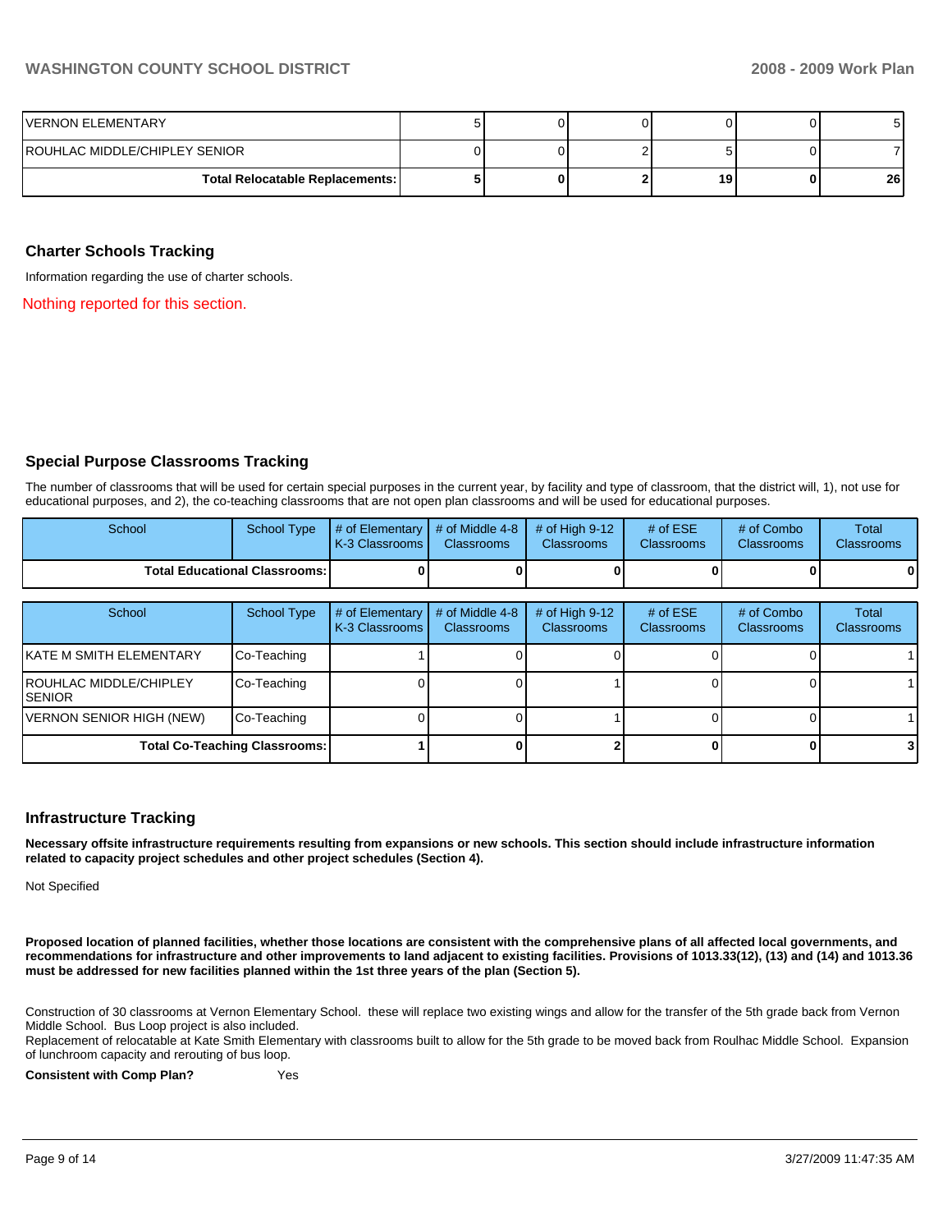| | | | | | | |
|---|---|---|---|---|---|---|
| VERNON ELEMENTARY | 5 | 0 | 0 | 0 | 0 | 5 |
| ROUHLAC MIDDLE/CHIPLEY SENIOR | 0 | 0 | 2 | 5 | 0 | 7 |
| **Total Relocatable Replacements:** | **5** | **0** | **2** | **19** | **0** | **26** |

## Charter Schools Tracking

Information regarding the use of charter schools.

Nothing reported for this section.

## Special Purpose Classrooms Tracking

The number of classrooms that will be used for certain special purposes in the current year, by facility and type of classroom, that the district will, 1), not use for educational purposes, and 2), the co-teaching classrooms that are not open plan classrooms and will be used for educational purposes.

| School | School Type | # of Elementary K-3 Classrooms | # of Middle 4-8 Classrooms | # of High 9-12 Classrooms | # of ESE Classrooms | # of Combo Classrooms | Total Classrooms |
|---|---|---|---|---|---|---|---|
| **Total Educational Classrooms:** | | **0** | **0** | **0** | **0** | **0** | **0** |

| School | School Type | # of Elementary K-3 Classrooms | # of Middle 4-8 Classrooms | # of High 9-12 Classrooms | # of ESE Classrooms | # of Combo Classrooms | Total Classrooms |
|---|---|---|---|---|---|---|---|
| KATE M SMITH ELEMENTARY | Co-Teaching | 1 | 0 | 0 | 0 | 0 | 1 |
| ROUHLAC MIDDLE/CHIPLEY SENIOR | Co-Teaching | 0 | 0 | 1 | 0 | 0 | 1 |
| VERNON SENIOR HIGH (NEW) | Co-Teaching | 0 | 0 | 1 | 0 | 0 | 1 |
| **Total Co-Teaching Classrooms:** | | **1** | **0** | **2** | **0** | **0** | **3** |

## Infrastructure Tracking

**Necessary offsite infrastructure requirements resulting from expansions or new schools. This section should include infrastructure information related to capacity project schedules and other project schedules (Section 4).**

Not Specified

**Proposed location of planned facilities, whether those locations are consistent with the comprehensive plans of all affected local governments, and recommendations for infrastructure and other improvements to land adjacent to existing facilities. Provisions of 1013.33(12), (13) and (14) and 1013.36 must be addressed for new facilities planned within the 1st three years of the plan (Section 5).**

Construction of 30 classrooms at Vernon Elementary School. these will replace two existing wings and allow for the transfer of the 5th grade back from Vernon Middle School. Bus Loop project is also included.
Replacement of relocatable at Kate Smith Elementary with classrooms built to allow for the 5th grade to be moved back from Roulhac Middle School. Expansion of lunchroom capacity and rerouting of bus loop.

**Consistent with Comp Plan?** Yes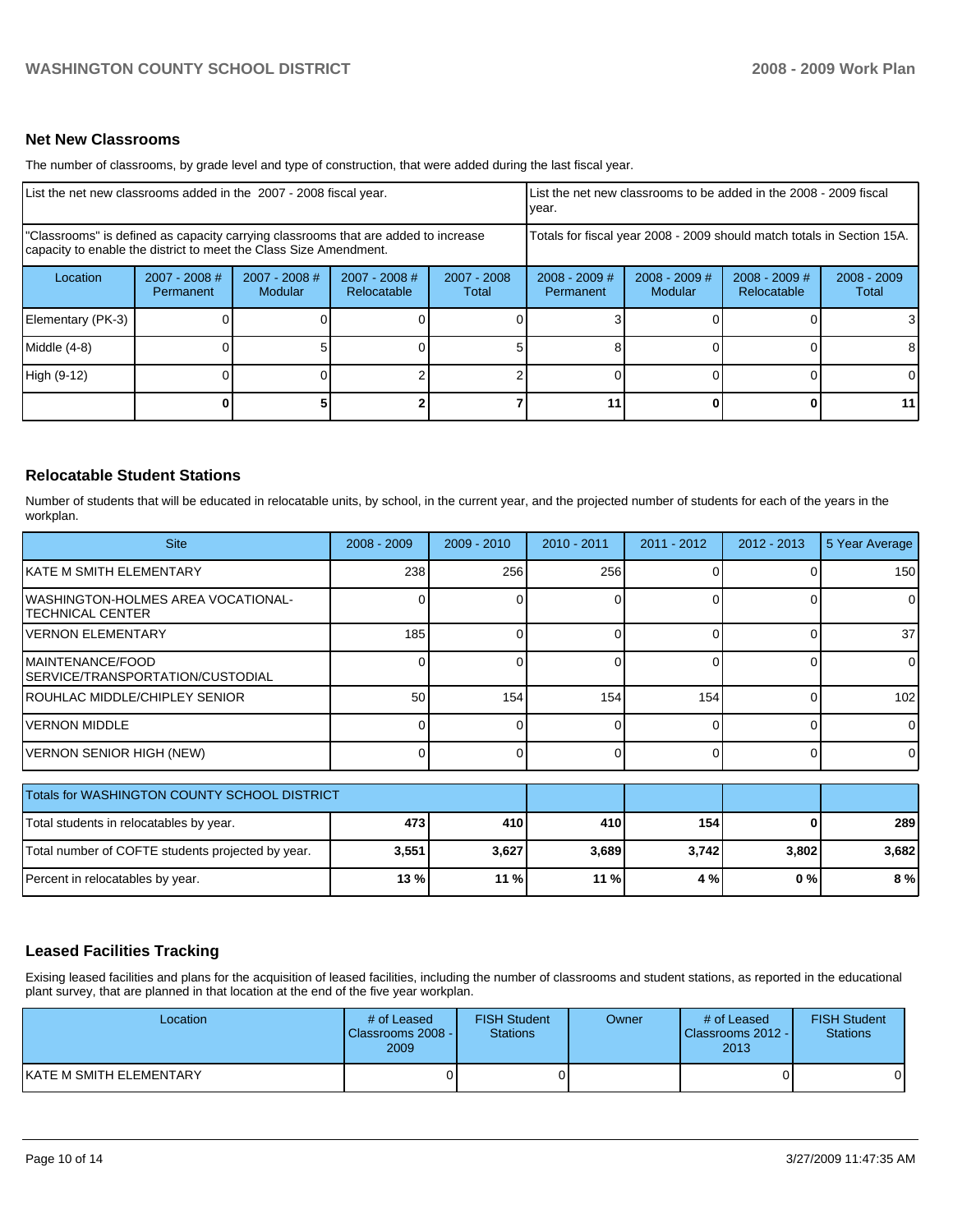## Net New Classrooms

The number of classrooms, by grade level and type of construction, that were added during the last fiscal year.

| List the net new classrooms added in the 2007 - 2008 fiscal year. | | | | | List the net new classrooms to be added in the 2008 - 2009 fiscal year. | | | |
|---|---|---|---|---|---|---|---|---|
| "Classrooms" is defined as capacity carrying classrooms that are added to increase capacity to enable the district to meet the Class Size Amendment. | | | | | Totals for fiscal year 2008 - 2009 should match totals in Section 15A. | | | |
| Location | 2007 - 2008 # Permanent | 2007 - 2008 # Modular | 2007 - 2008 # Relocatable | 2007 - 2008 Total | 2008 - 2009 # Permanent | 2008 - 2009 # Modular | 2008 - 2009 # Relocatable | 2008 - 2009 Total |
| Elementary (PK-3) | 0 | 0 | 0 | 0 | 3 | 0 | 0 | 3 |
| Middle (4-8) | 0 | 5 | 0 | 5 | 8 | 0 | 0 | 8 |
| High (9-12) | 0 | 0 | 2 | 2 | 0 | 0 | 0 | 0 |
| | **0** | **5** | **2** | **7** | **11** | **0** | **0** | **11** |

## Relocatable Student Stations

Number of students that will be educated in relocatable units, by school, in the current year, and the projected number of students for each of the years in the workplan.

| Site | 2008 - 2009 | 2009 - 2010 | 2010 - 2011 | 2011 - 2012 | 2012 - 2013 | 5 Year Average |
|---|---|---|---|---|---|---|
| KATE M SMITH ELEMENTARY | 238 | 256 | 256 | 0 | 0 | 150 |
| WASHINGTON-HOLMES AREA VOCATIONAL-TECHNICAL CENTER | 0 | 0 | 0 | 0 | 0 | 0 |
| VERNON ELEMENTARY | 185 | 0 | 0 | 0 | 0 | 37 |
| MAINTENANCE/FOOD SERVICE/TRANSPORTATION/CUSTODIAL | 0 | 0 | 0 | 0 | 0 | 0 |
| ROUHLAC MIDDLE/CHIPLEY SENIOR | 50 | 154 | 154 | 154 | 0 | 102 |
| VERNON MIDDLE | 0 | 0 | 0 | 0 | 0 | 0 |
| VERNON SENIOR HIGH (NEW) | 0 | 0 | 0 | 0 | 0 | 0 |

| Totals for WASHINGTON COUNTY SCHOOL DISTRICT | | | | | | |
|---|---|---|---|---|---|---|
| Total students in relocatables by year. | **473** | **410** | **410** | **154** | **0** | **289** |
| Total number of COFTE students projected by year. | **3,551** | **3,627** | **3,689** | **3,742** | **3,802** | **3,682** |
| Percent in relocatables by year. | **13 %** | **11 %** | **11 %** | **4 %** | **0 %** | **8 %** |

## Leased Facilities Tracking

Exising leased facilities and plans for the acquisition of leased facilities, including the number of classrooms and student stations, as reported in the educational plant survey, that are planned in that location at the end of the five year workplan.

| Location | # of Leased Classrooms 2008 - 2009 | FISH Student Stations | Owner | # of Leased Classrooms 2012 - 2013 | FISH Student Stations |
|---|---|---|---|---|---|
| KATE M SMITH ELEMENTARY | 0 | 0 | | 0 | 0 |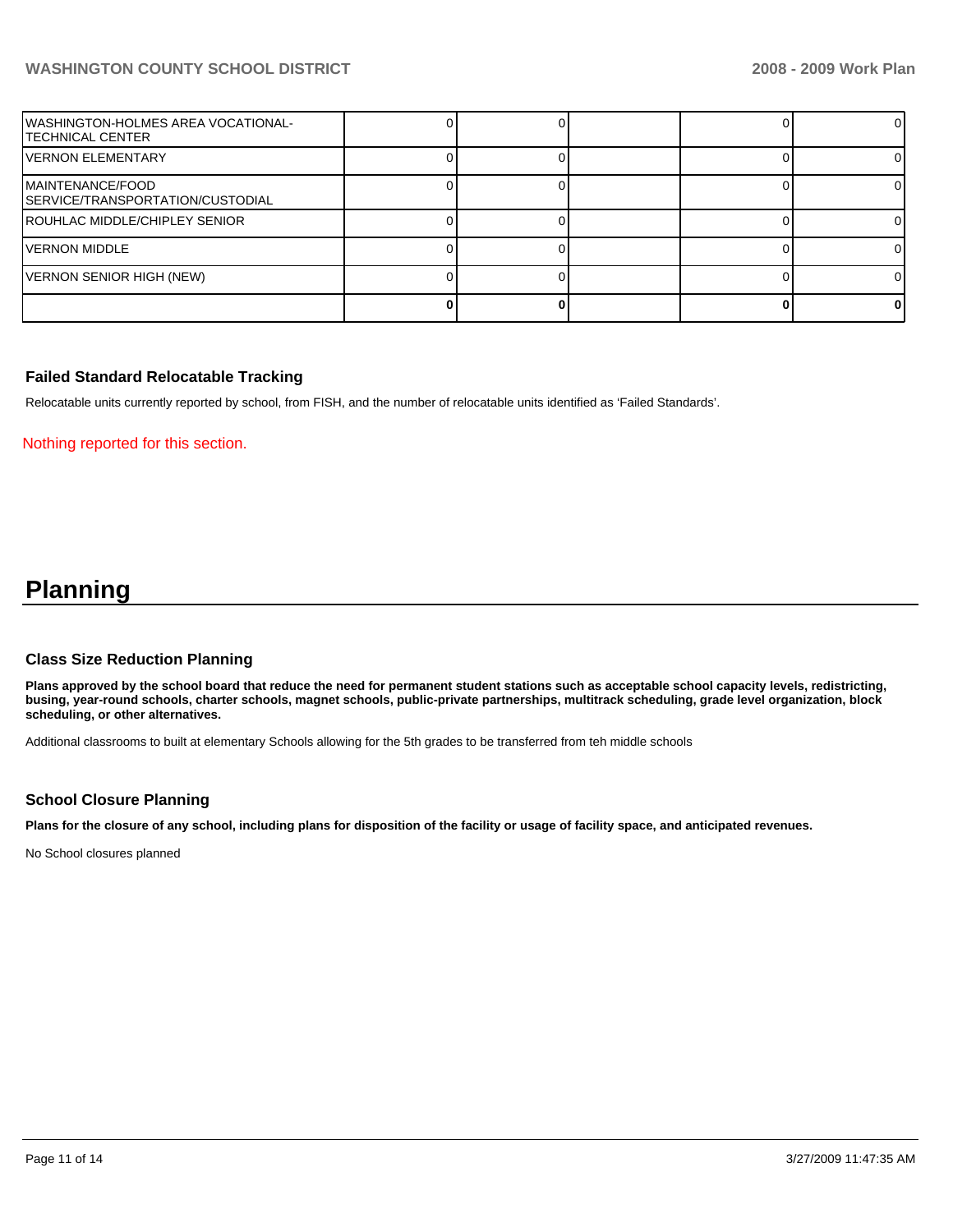| | | | | | |
|---|---|---|---|---|---|
| WASHINGTON-HOLMES AREA VOCATIONAL-TECHNICAL CENTER | 0 | 0 | | 0 | 0 |
| VERNON ELEMENTARY | 0 | 0 | | 0 | 0 |
| MAINTENANCE/FOOD SERVICE/TRANSPORTATION/CUSTODIAL | 0 | 0 | | 0 | 0 |
| ROUHLAC MIDDLE/CHIPLEY SENIOR | 0 | 0 | | 0 | 0 |
| VERNON MIDDLE | 0 | 0 | | 0 | 0 |
| VERNON SENIOR HIGH (NEW) | 0 | 0 | | 0 | 0 |
| | **0** | **0** | | **0** | **0** |

### Failed Standard Relocatable Tracking

Relocatable units currently reported by school, from FISH, and the number of relocatable units identified as 'Failed Standards'.

Nothing reported for this section.

# Planning

### Class Size Reduction Planning

**Plans approved by the school board that reduce the need for permanent student stations such as acceptable school capacity levels, redistricting, busing, year-round schools, charter schools, magnet schools, public-private partnerships, multitrack scheduling, grade level organization, block scheduling, or other alternatives.**

Additional classrooms to built at elementary Schools allowing for the 5th grades to be transferred from teh middle schools

### School Closure Planning

**Plans for the closure of any school, including plans for disposition of the facility or usage of facility space, and anticipated revenues.**

No School closures planned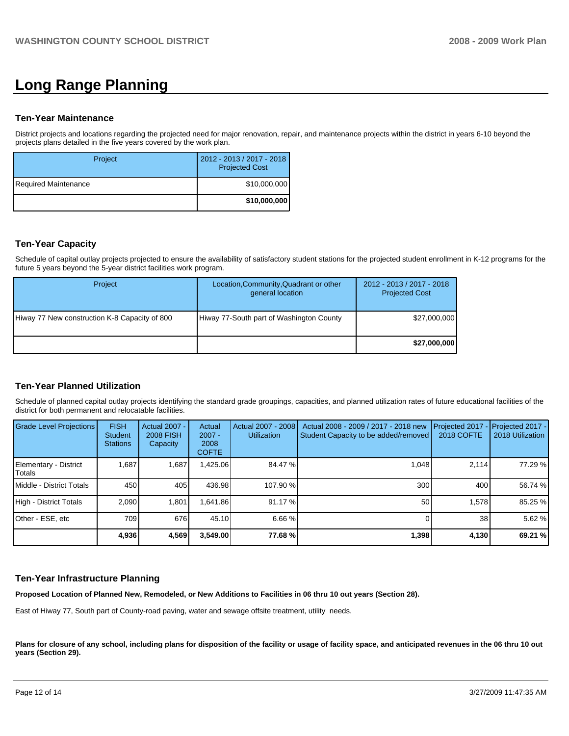# Long Range Planning

### Ten-Year Maintenance

District projects and locations regarding the projected need for major renovation, repair, and maintenance projects within the district in years 6-10 beyond the projects plans detailed in the five years covered by the work plan.

| Project | 2012 - 2013 / 2017 - 2018 Projected Cost |
|---|---|
| Required Maintenance | $10,000,000 |
| | **$10,000,000** |

### Ten-Year Capacity

Schedule of capital outlay projects projected to ensure the availability of satisfactory student stations for the projected student enrollment in K-12 programs for the future 5 years beyond the 5-year district facilities work program.

| Project | Location,Community,Quadrant or other general location | 2012 - 2013 / 2017 - 2018 Projected Cost |
|---|---|---|
| Hiway 77 New construction K-8 Capacity of 800 | Hiway 77-South part of Washington County | $27,000,000 |
| | | **$27,000,000** |

### Ten-Year Planned Utilization

Schedule of planned capital outlay projects identifying the standard grade groupings, capacities, and planned utilization rates of future educational facilities of the district for both permanent and relocatable facilities.

| Grade Level Projections | FISH Student Stations | Actual 2007 - 2008 FISH Capacity | Actual 2007 - 2008 COFTE | Actual 2007 - 2008 Utilization | Actual 2008 - 2009 / 2017 - 2018 new Student Capacity to be added/removed | Projected 2017 - 2018 COFTE | Projected 2017 - 2018 Utilization |
|---|---|---|---|---|---|---|---|
| Elementary - District Totals | 1,687 | 1,687 | 1,425.06 | 84.47 % | 1,048 | 2,114 | 77.29 % |
| Middle - District Totals | 450 | 405 | 436.98 | 107.90 % | 300 | 400 | 56.74 % |
| High - District Totals | 2,090 | 1,801 | 1,641.86 | 91.17 % | 50 | 1,578 | 85.25 % |
| Other - ESE, etc | 709 | 676 | 45.10 | 6.66 % | 0 | 38 | 5.62 % |
| | **4,936** | **4,569** | **3,549.00** | **77.68 %** | **1,398** | **4,130** | **69.21 %** |

### Ten-Year Infrastructure Planning

**Proposed Location of Planned New, Remodeled, or New Additions to Facilities in 06 thru 10 out years (Section 28).**

East of Hiway 77, South part of County-road paving, water and sewage offsite treatment, utility needs.

**Plans for closure of any school, including plans for disposition of the facility or usage of facility space, and anticipated revenues in the 06 thru 10 out years (Section 29).**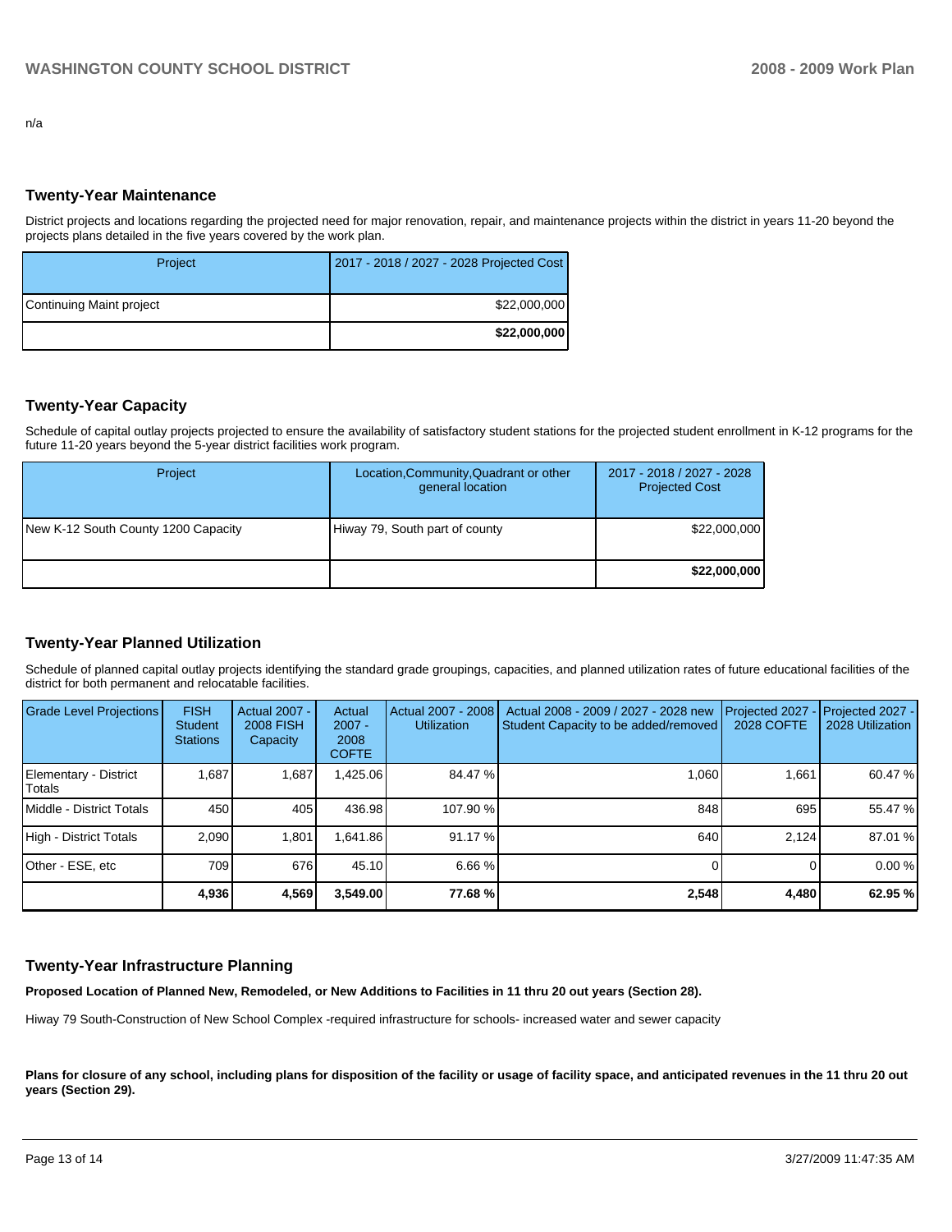n/a

## Twenty-Year Maintenance

District projects and locations regarding the projected need for major renovation, repair, and maintenance projects within the district in years 11-20 beyond the projects plans detailed in the five years covered by the work plan.

| Project | 2017 - 2018 / 2027 - 2028 Projected Cost |
| --- | --- |
| Continuing Maint project | $22,000,000 |
| | **$22,000,000** |

## Twenty-Year Capacity

Schedule of capital outlay projects projected to ensure the availability of satisfactory student stations for the projected student enrollment in K-12 programs for the future 11-20 years beyond the 5-year district facilities work program.

| Project | Location,Community,Quadrant or other general location | 2017 - 2018 / 2027 - 2028 Projected Cost |
| --- | --- | --- |
| New K-12 South County 1200 Capacity | Hiway 79, South part of county | $22,000,000 |
| | | **$22,000,000** |

## Twenty-Year Planned Utilization

Schedule of planned capital outlay projects identifying the standard grade groupings, capacities, and planned utilization rates of future educational facilities of the district for both permanent and relocatable facilities.

| Grade Level Projections | FISH Student Stations | Actual 2007 - 2008 FISH Capacity | Actual 2007 - 2008 COFTE | Actual 2007 - 2008 Utilization | Actual 2008 - 2009 / 2027 - 2028 new Student Capacity to be added/removed | Projected 2027 - 2028 COFTE | Projected 2027 - 2028 Utilization |
| --- | --- | --- | --- | --- | --- | --- | --- |
| Elementary - District Totals | 1,687 | 1,687 | 1,425.06 | 84.47 % | 1,060 | 1,661 | 60.47 % |
| Middle - District Totals | 450 | 405 | 436.98 | 107.90 % | 848 | 695 | 55.47 % |
| High - District Totals | 2,090 | 1,801 | 1,641.86 | 91.17 % | 640 | 2,124 | 87.01 % |
| Other - ESE, etc | 709 | 676 | 45.10 | 6.66 % | 0 | 0 | 0.00 % |
| | **4,936** | **4,569** | **3,549.00** | **77.68 %** | **2,548** | **4,480** | **62.95 %** |

## Twenty-Year Infrastructure Planning

**Proposed Location of Planned New, Remodeled, or New Additions to Facilities in 11 thru 20 out years (Section 28).**

Hiway 79 South-Construction of New School Complex -required infrastructure for schools- increased water and sewer capacity

**Plans for closure of any school, including plans for disposition of the facility or usage of facility space, and anticipated revenues in the 11 thru 20 out years (Section 29).**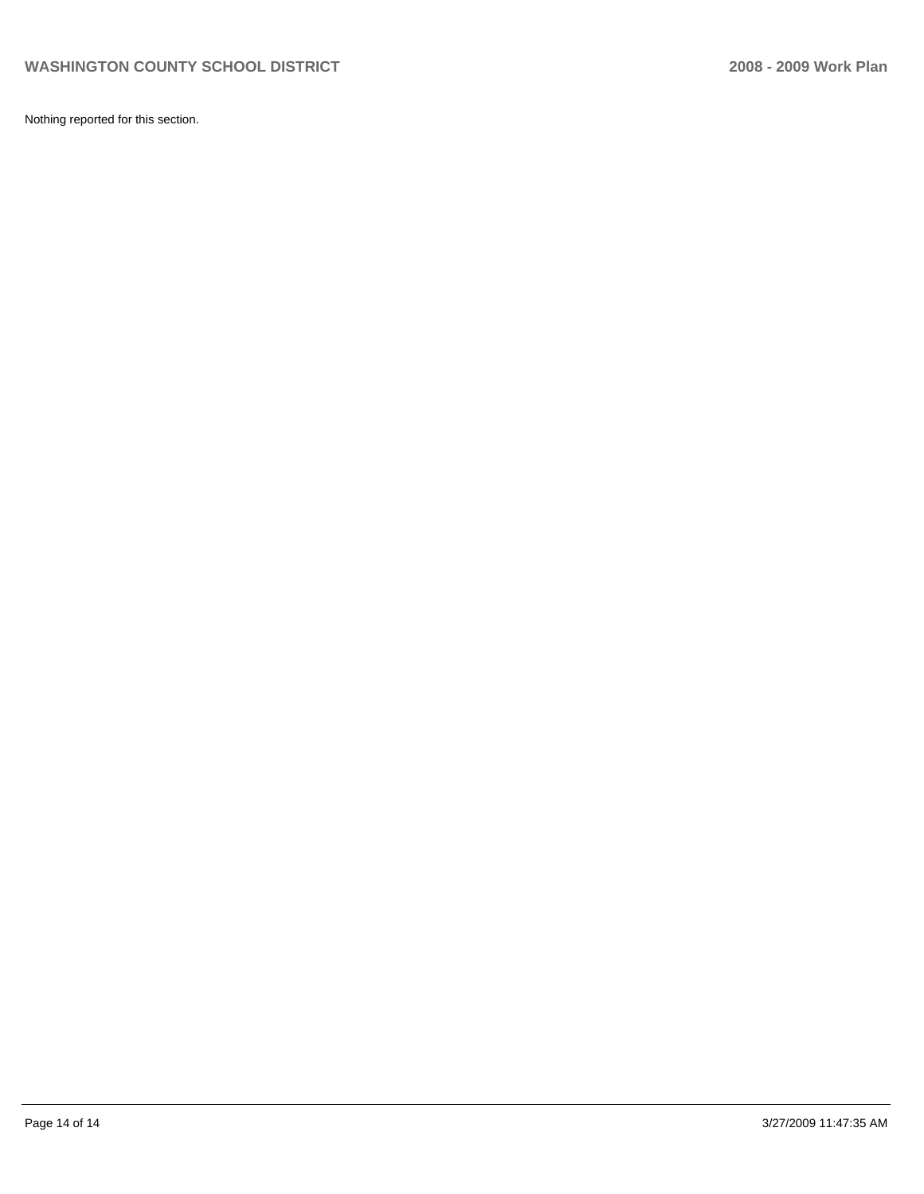Nothing reported for this section.